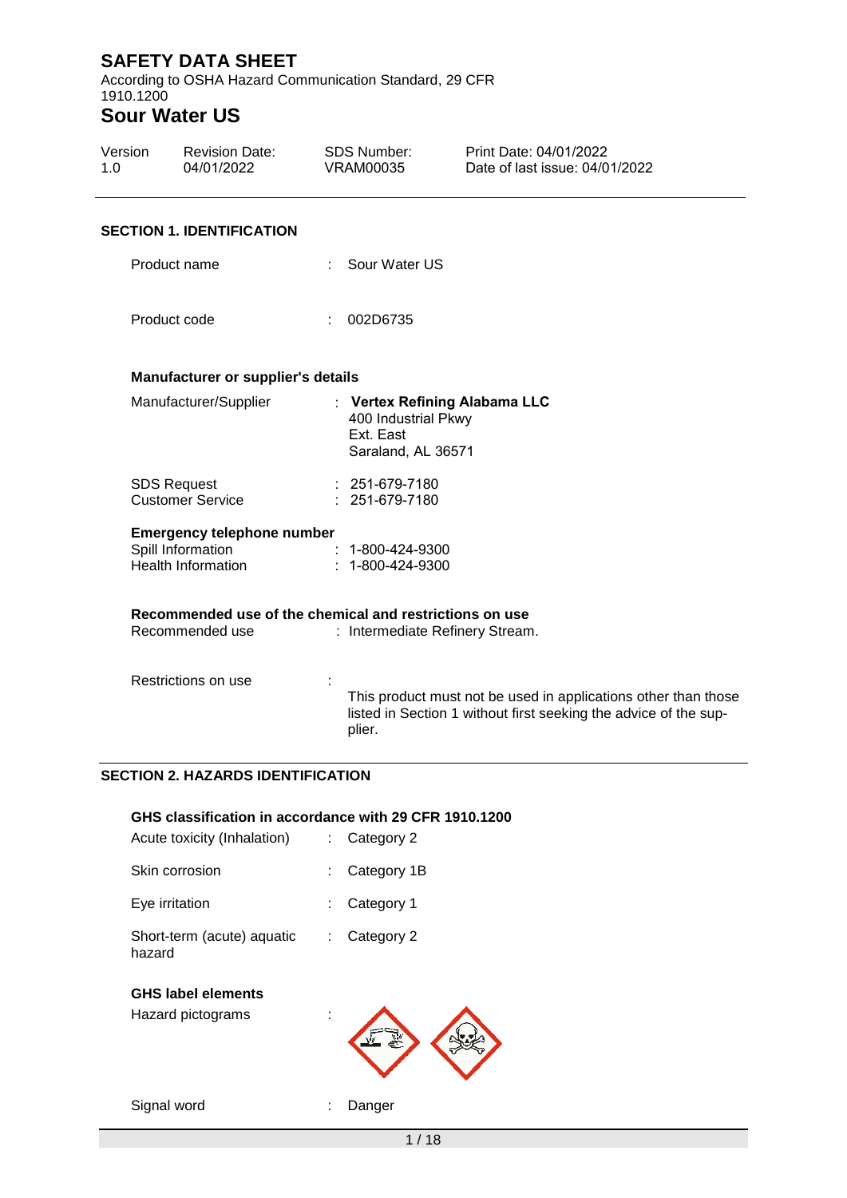# SAFETY DATA SHEET

According to OSHA Hazard Communication Standard, 29 CFR 1910.1200

# Sour Water US

| Version | Revision Date: | SDS Number: | Print Date: 04/01/2022 |
|---|---|---|---|
| 1.0 | 04/01/2022 | VRAM00035 | Date of last issue: 04/01/2022 |

## SECTION 1. IDENTIFICATION

Product name : Sour Water US

Product code : 002D6735

### Manufacturer or supplier's details

Manufacturer/Supplier : **Vertex Refining Alabama LLC**
400 Industrial Pkwy
Ext. East
Saraland, AL 36571

SDS Request : 251-679-7180
Customer Service : 251-679-7180

### Emergency telephone number

Spill Information : 1-800-424-9300
Health Information : 1-800-424-9300

### Recommended use of the chemical and restrictions on use

Recommended use : Intermediate Refinery Stream.

Restrictions on use : This product must not be used in applications other than those listed in Section 1 without first seeking the advice of the supplier.

## SECTION 2. HAZARDS IDENTIFICATION

### GHS classification in accordance with 29 CFR 1910.1200

Acute toxicity (Inhalation) : Category 2

Skin corrosion : Category 1B

Eye irritation : Category 1

Short-term (acute) aquatic hazard : Category 2

### GHS label elements

Hazard pictograms :

Signal word : Danger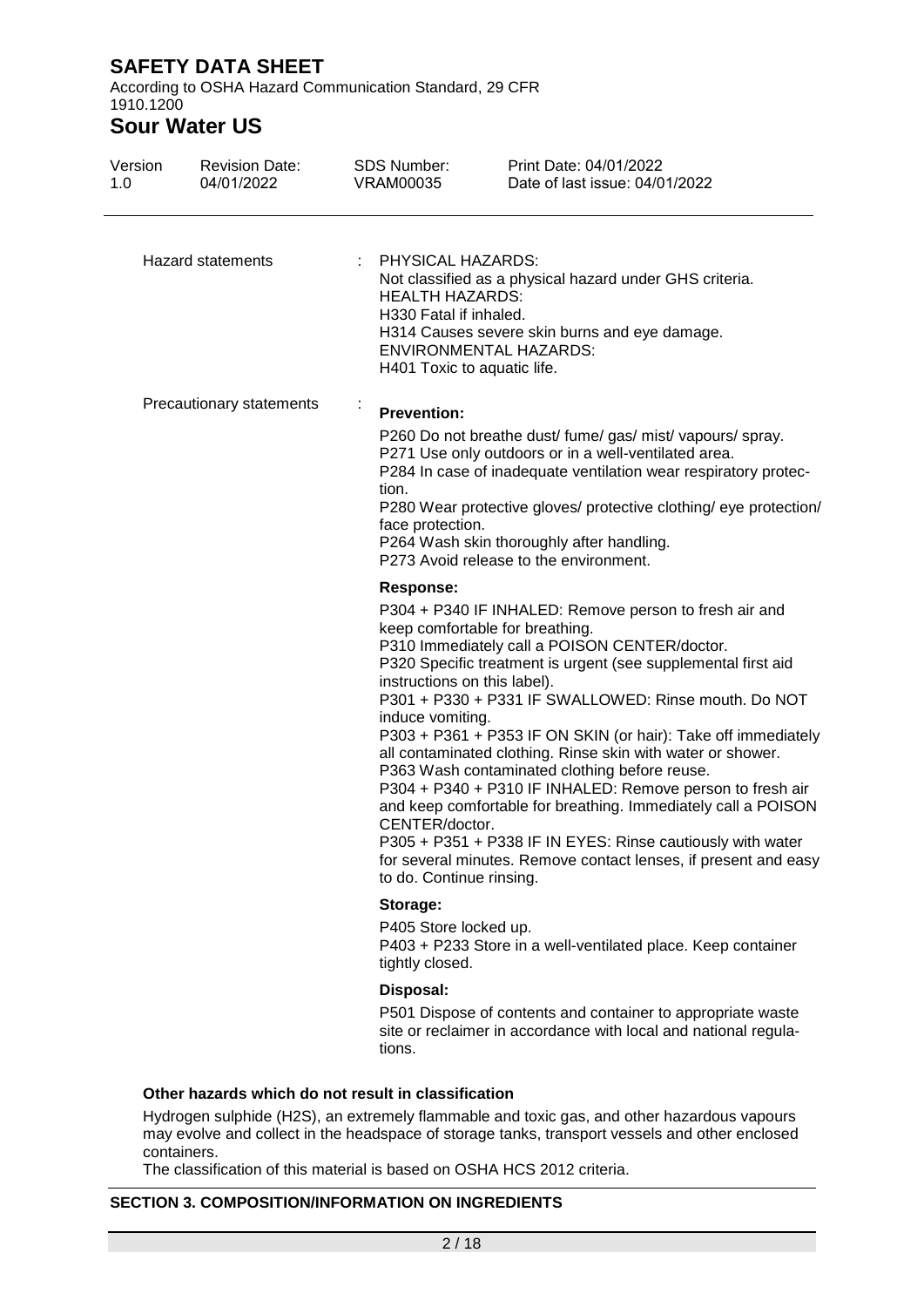| | | |
|---|---|---|
| Hazard statements | : | PHYSICAL HAZARDS:<br>Not classified as a physical hazard under GHS criteria.<br>HEALTH HAZARDS:<br>H330 Fatal if inhaled.<br>H314 Causes severe skin burns and eye damage.<br>ENVIRONMENTAL HAZARDS:<br>H401 Toxic to aquatic life. |
| Precautionary statements | : | **Prevention:**<br>P260 Do not breathe dust/ fume/ gas/ mist/ vapours/ spray.<br>P271 Use only outdoors or in a well-ventilated area.<br>P284 In case of inadequate ventilation wear respiratory protection.<br>P280 Wear protective gloves/ protective clothing/ eye protection/ face protection.<br>P264 Wash skin thoroughly after handling.<br>P273 Avoid release to the environment.<br>**Response:**<br>P304 + P340 IF INHALED: Remove person to fresh air and keep comfortable for breathing.<br>P310 Immediately call a POISON CENTER/doctor.<br>P320 Specific treatment is urgent (see supplemental first aid instructions on this label).<br>P301 + P330 + P331 IF SWALLOWED: Rinse mouth. Do NOT induce vomiting.<br>P303 + P361 + P353 IF ON SKIN (or hair): Take off immediately all contaminated clothing. Rinse skin with water or shower.<br>P363 Wash contaminated clothing before reuse.<br>P304 + P340 + P310 IF INHALED: Remove person to fresh air and keep comfortable for breathing. Immediately call a POISON CENTER/doctor.<br>P305 + P351 + P338 IF IN EYES: Rinse cautiously with water for several minutes. Remove contact lenses, if present and easy to do. Continue rinsing.<br>**Storage:**<br>P405 Store locked up.<br>P403 + P233 Store in a well-ventilated place. Keep container tightly closed.<br>**Disposal:**<br>P501 Dispose of contents and container to appropriate waste site or reclaimer in accordance with local and national regulations. |

**Other hazards which do not result in classification**

Hydrogen sulphide ($H_2S$), an extremely flammable and toxic gas, and other hazardous vapours may evolve and collect in the headspace of storage tanks, transport vessels and other enclosed containers.
The classification of this material is based on OSHA HCS 2012 criteria.

## SECTION 3. COMPOSITION/INFORMATION ON INGREDIENTS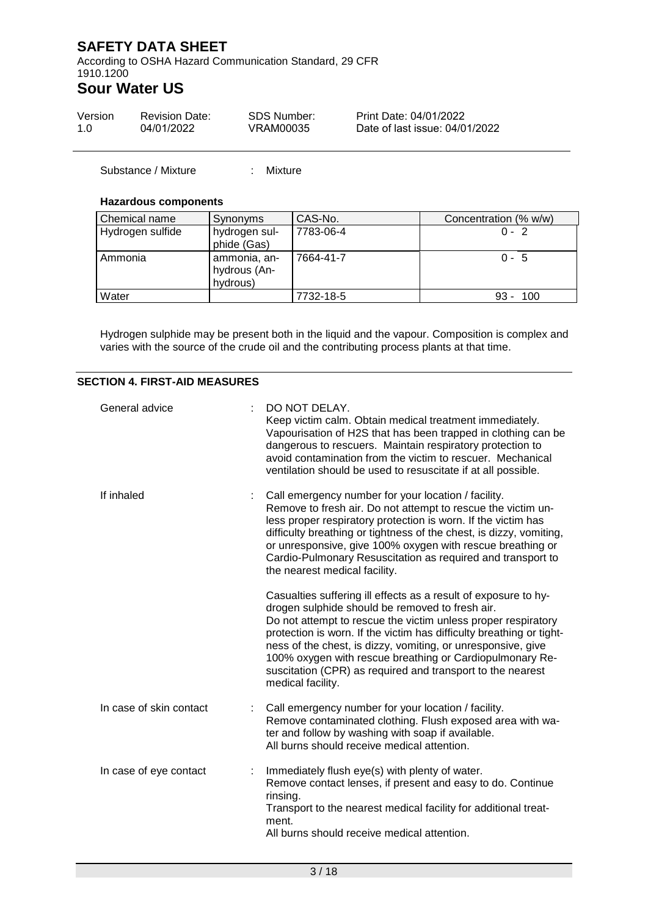Substance / Mixture : Mixture

**Hazardous components**

| Chemical name | Synonyms | CAS-No. | Concentration (% w/w) |
|---|---|---|---|
| Hydrogen sulfide | hydrogen sulphide (Gas) | 7783-06-4 | 0 - 2 |
| Ammonia | ammonia, anhydrous (Anhydrous) | 7664-41-7 | 0 - 5 |
| Water | | 7732-18-5 | 93 - 100 |

Hydrogen sulphide may be present both in the liquid and the vapour. Composition is complex and varies with the source of the crude oil and the contributing process plants at that time.

## SECTION 4. FIRST-AID MEASURES

General advice : DO NOT DELAY.
Keep victim calm. Obtain medical treatment immediately.
Vapourisation of H2S that has been trapped in clothing can be dangerous to rescuers. Maintain respiratory protection to avoid contamination from the victim to rescuer. Mechanical ventilation should be used to resuscitate if at all possible.

If inhaled : Call emergency number for your location / facility.
Remove to fresh air. Do not attempt to rescue the victim unless proper respiratory protection is worn. If the victim has difficulty breathing or tightness of the chest, is dizzy, vomiting, or unresponsive, give 100% oxygen with rescue breathing or Cardio-Pulmonary Resuscitation as required and transport to the nearest medical facility.

Casualties suffering ill effects as a result of exposure to hydrogen sulphide should be removed to fresh air.
Do not attempt to rescue the victim unless proper respiratory protection is worn. If the victim has difficulty breathing or tightness of the chest, is dizzy, vomiting, or unresponsive, give 100% oxygen with rescue breathing or Cardiopulmonary Resuscitation (CPR) as required and transport to the nearest medical facility.

In case of skin contact : Call emergency number for your location / facility.
Remove contaminated clothing. Flush exposed area with water and follow by washing with soap if available.
All burns should receive medical attention.

In case of eye contact : Immediately flush eye(s) with plenty of water.
Remove contact lenses, if present and easy to do. Continue rinsing.
Transport to the nearest medical facility for additional treatment.
All burns should receive medical attention.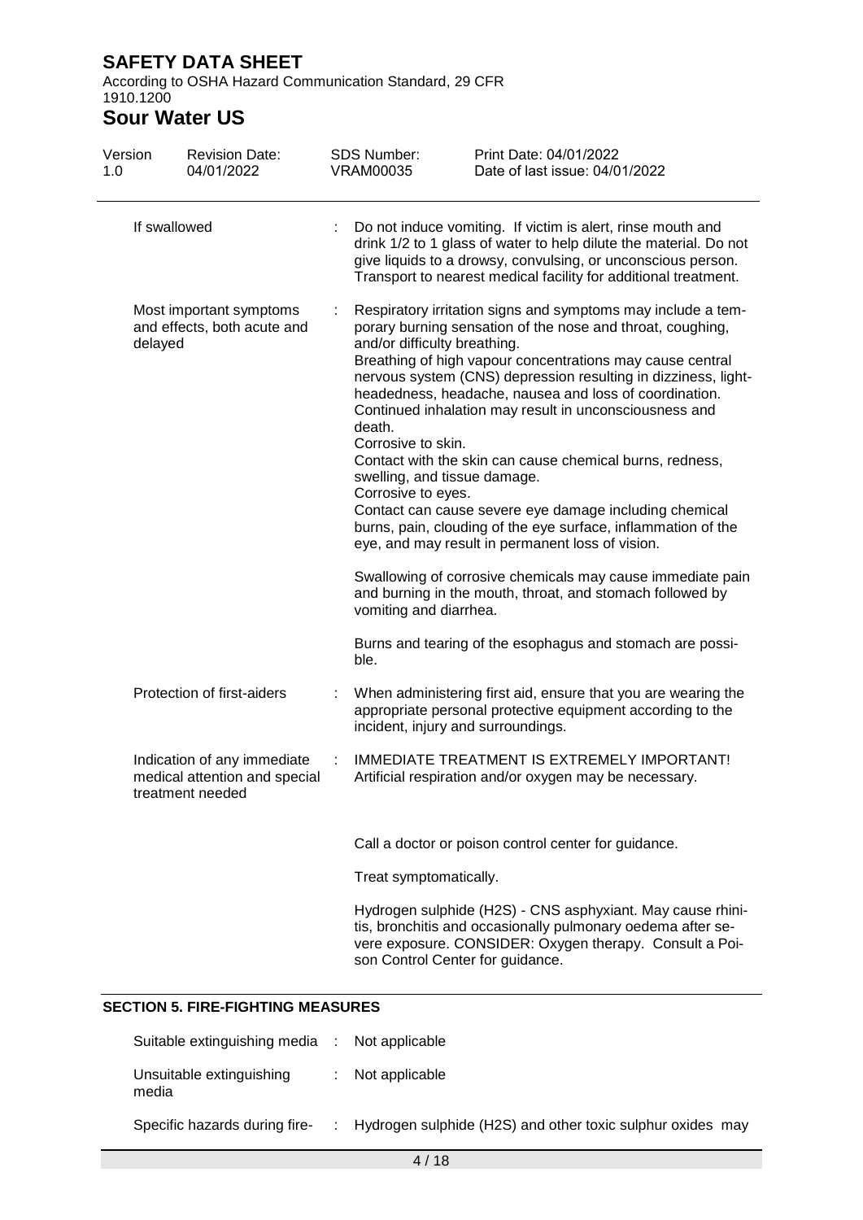| | | |
|---|---|---|
| If swallowed | : | Do not induce vomiting. If victim is alert, rinse mouth and drink 1/2 to 1 glass of water to help dilute the material. Do not give liquids to a drowsy, convulsing, or unconscious person. Transport to nearest medical facility for additional treatment. |
| Most important symptoms and effects, both acute and delayed | : | Respiratory irritation signs and symptoms may include a temporary burning sensation of the nose and throat, coughing, and/or difficulty breathing.<br>Breathing of high vapour concentrations may cause central nervous system (CNS) depression resulting in dizziness, light-headedness, headache, nausea and loss of coordination. Continued inhalation may result in unconsciousness and death.<br>Corrosive to skin.<br>Contact with the skin can cause chemical burns, redness, swelling, and tissue damage.<br>Corrosive to eyes.<br>Contact can cause severe eye damage including chemical burns, pain, clouding of the eye surface, inflammation of the eye, and may result in permanent loss of vision.<br><br>Swallowing of corrosive chemicals may cause immediate pain and burning in the mouth, throat, and stomach followed by vomiting and diarrhea.<br><br>Burns and tearing of the esophagus and stomach are possible. |
| Protection of first-aiders | : | When administering first aid, ensure that you are wearing the appropriate personal protective equipment according to the incident, injury and surroundings. |
| Indication of any immediate medical attention and special treatment needed | : | IMMEDIATE TREATMENT IS EXTREMELY IMPORTANT!<br>Artificial respiration and/or oxygen may be necessary.<br><br>Call a doctor or poison control center for guidance.<br><br>Treat symptomatically.<br><br>Hydrogen sulphide (H2S) - CNS asphyxiant. May cause rhinitis, bronchitis and occasionally pulmonary oedema after severe exposure. CONSIDER: Oxygen therapy. Consult a Poison Control Center for guidance. |

## SECTION 5. FIRE-FIGHTING MEASURES

| | | |
|---|---|---|
| Suitable extinguishing media | : | Not applicable |
| Unsuitable extinguishing media | : | Not applicable |
| Specific hazards during fire- | : | Hydrogen sulphide (H2S) and other toxic sulphur oxides may |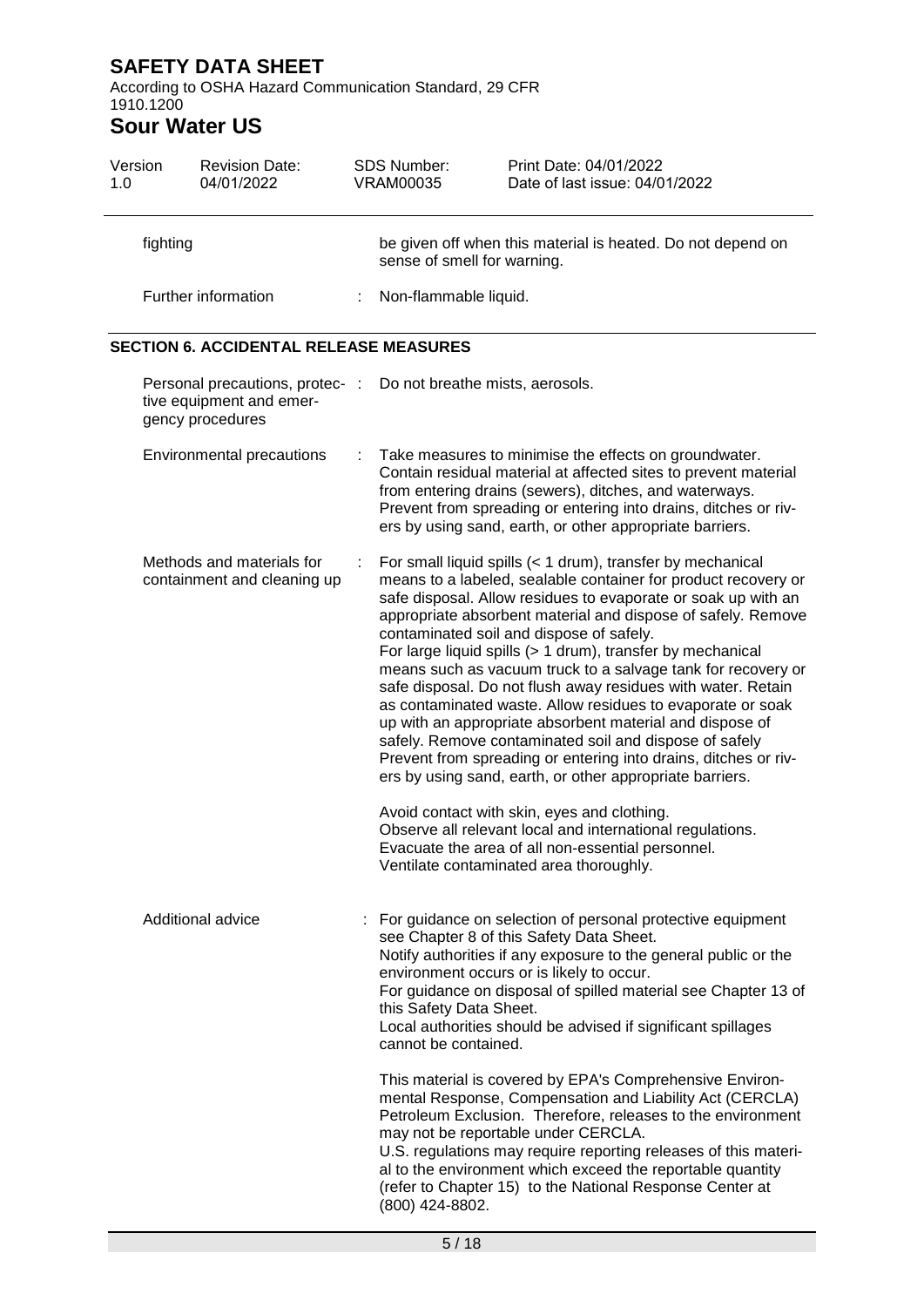| | |
|---|---|
| fighting | be given off when this material is heated. Do not depend on sense of smell for warning. |
| Further information | : Non-flammable liquid. |

## SECTION 6. ACCIDENTAL RELEASE MEASURES

| | |
|---|---|
| Personal precautions, protective equipment and emergency procedures | : Do not breathe mists, aerosols. |
| Environmental precautions | : Take measures to minimise the effects on groundwater. Contain residual material at affected sites to prevent material from entering drains (sewers), ditches, and waterways. Prevent from spreading or entering into drains, ditches or rivers by using sand, earth, or other appropriate barriers. |
| Methods and materials for containment and cleaning up | : For small liquid spills (< 1 drum), transfer by mechanical means to a labeled, sealable container for product recovery or safe disposal. Allow residues to evaporate or soak up with an appropriate absorbent material and dispose of safely. Remove contaminated soil and dispose of safely.<br>For large liquid spills (> 1 drum), transfer by mechanical means such as vacuum truck to a salvage tank for recovery or safe disposal. Do not flush away residues with water. Retain as contaminated waste. Allow residues to evaporate or soak up with an appropriate absorbent material and dispose of safely. Remove contaminated soil and dispose of safely Prevent from spreading or entering into drains, ditches or rivers by using sand, earth, or other appropriate barriers.<br><br>Avoid contact with skin, eyes and clothing.<br>Observe all relevant local and international regulations.<br>Evacuate the area of all non-essential personnel.<br>Ventilate contaminated area thoroughly. |
| Additional advice | : For guidance on selection of personal protective equipment see Chapter 8 of this Safety Data Sheet.<br>Notify authorities if any exposure to the general public or the environment occurs or is likely to occur.<br>For guidance on disposal of spilled material see Chapter 13 of this Safety Data Sheet.<br>Local authorities should be advised if significant spillages cannot be contained.<br><br>This material is covered by EPA's Comprehensive Environmental Response, Compensation and Liability Act (CERCLA) Petroleum Exclusion. Therefore, releases to the environment may not be reportable under CERCLA.<br>U.S. regulations may require reporting releases of this material to the environment which exceed the reportable quantity (refer to Chapter 15) to the National Response Center at (800) 424-8802. |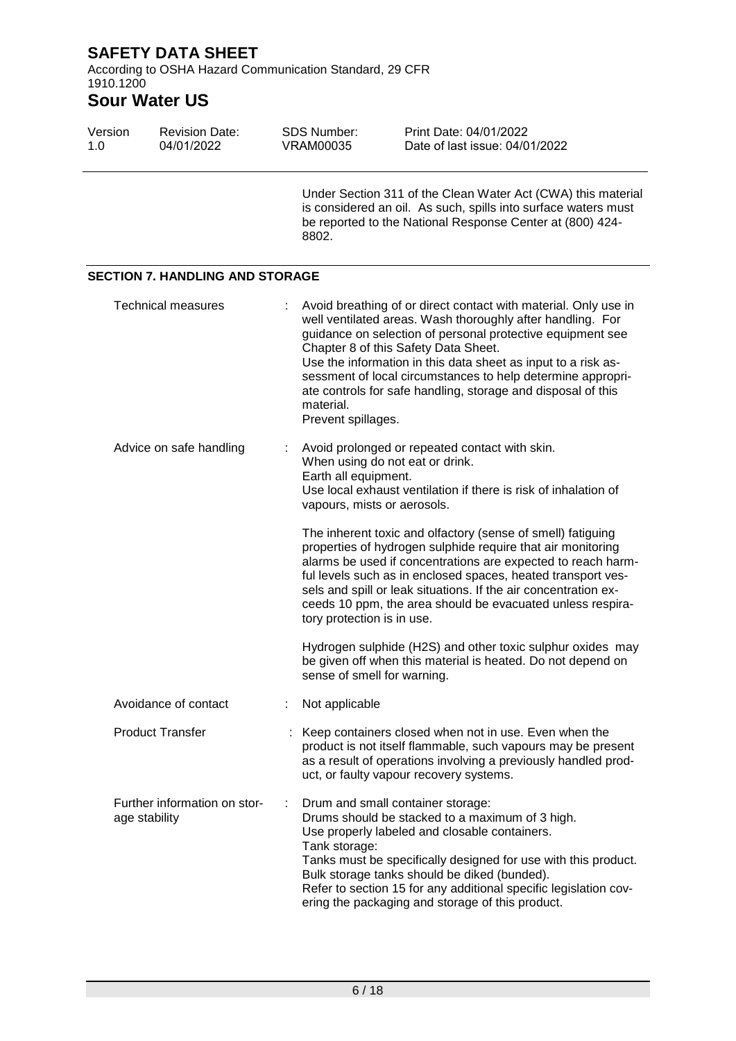Under Section 311 of the Clean Water Act (CWA) this material is considered an oil. As such, spills into surface waters must be reported to the National Response Center at (800) 424-8802.

## SECTION 7. HANDLING AND STORAGE

**Technical measures** : Avoid breathing of or direct contact with material. Only use in well ventilated areas. Wash thoroughly after handling. For guidance on selection of personal protective equipment see Chapter 8 of this Safety Data Sheet.
Use the information in this data sheet as input to a risk assessment of local circumstances to help determine appropriate controls for safe handling, storage and disposal of this material.
Prevent spillages.

**Advice on safe handling** : Avoid prolonged or repeated contact with skin.
When using do not eat or drink.
Earth all equipment.
Use local exhaust ventilation if there is risk of inhalation of vapours, mists or aerosols.

The inherent toxic and olfactory (sense of smell) fatiguing properties of hydrogen sulphide require that air monitoring alarms be used if concentrations are expected to reach harmful levels such as in enclosed spaces, heated transport vessels and spill or leak situations. If the air concentration exceeds 10 ppm, the area should be evacuated unless respiratory protection is in use.

Hydrogen sulphide ($H_2S$) and other toxic sulphur oxides may be given off when this material is heated. Do not depend on sense of smell for warning.

**Avoidance of contact** : Not applicable

**Product Transfer** : Keep containers closed when not in use. Even when the product is not itself flammable, such vapours may be present as a result of operations involving a previously handled product, or faulty vapour recovery systems.

**Further information on storage stability** : Drum and small container storage:
Drums should be stacked to a maximum of 3 high.
Use properly labeled and closable containers.
Tank storage:
Tanks must be specifically designed for use with this product.
Bulk storage tanks should be diked (bunded).
Refer to section 15 for any additional specific legislation covering the packaging and storage of this product.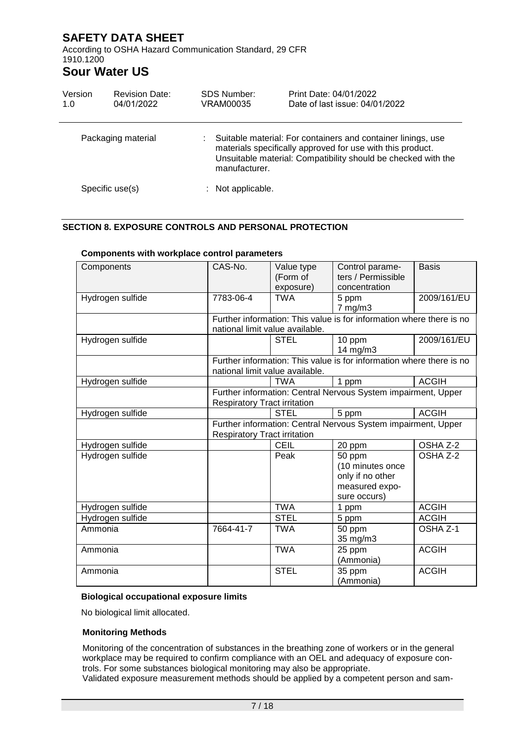| | | |
|---|---|---|
| Packaging material | : | Suitable material: For containers and container linings, use materials specifically approved for use with this product.<br>Unsuitable material: Compatibility should be checked with the manufacturer. |
| Specific use(s) | : | Not applicable. |

## SECTION 8. EXPOSURE CONTROLS AND PERSONAL PROTECTION

**Components with workplace control parameters**

| Components | CAS-No. | Value type (Form of exposure) | Control parameters / Permissible concentration | Basis |
|---|---|---|---|---|
| Hydrogen sulfide | 7783-06-4 | TWA | 5 ppm<br>7 mg/m3 | 2009/161/EU |
| | Further information: This value is for information where there is no national limit value available. | | | |
| Hydrogen sulfide | | STEL | 10 ppm<br>14 mg/m3 | 2009/161/EU |
| | Further information: This value is for information where there is no national limit value available. | | | |
| Hydrogen sulfide | | TWA | 1 ppm | ACGIH |
| | Further information: Central Nervous System impairment, Upper Respiratory Tract irritation | | | |
| Hydrogen sulfide | | STEL | 5 ppm | ACGIH |
| | Further information: Central Nervous System impairment, Upper Respiratory Tract irritation | | | |
| Hydrogen sulfide | | CEIL | 20 ppm | OSHA Z-2 |
| Hydrogen sulfide | | Peak | 50 ppm<br>(10 minutes once only if no other measured exposure occurs) | OSHA Z-2 |
| Hydrogen sulfide | | TWA | 1 ppm | ACGIH |
| Hydrogen sulfide | | STEL | 5 ppm | ACGIH |
| Ammonia | 7664-41-7 | TWA | 50 ppm<br>35 mg/m3 | OSHA Z-1 |
| Ammonia | | TWA | 25 ppm<br>(Ammonia) | ACGIH |
| Ammonia | | STEL | 35 ppm<br>(Ammonia) | ACGIH |

**Biological occupational exposure limits**

No biological limit allocated.

**Monitoring Methods**

Monitoring of the concentration of substances in the breathing zone of workers or in the general workplace may be required to confirm compliance with an OEL and adequacy of exposure controls. For some substances biological monitoring may also be appropriate.
Validated exposure measurement methods should be applied by a competent person and sam-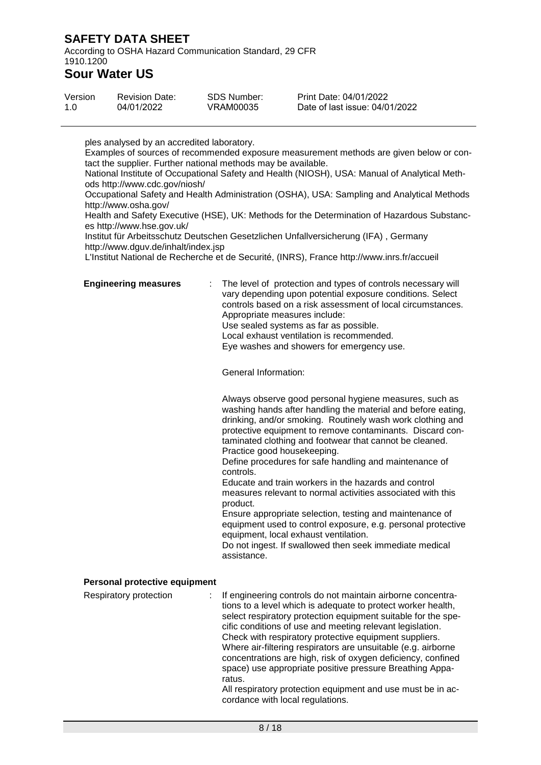ples analysed by an accredited laboratory.
Examples of sources of recommended exposure measurement methods are given below or contact the supplier. Further national methods may be available.
National Institute of Occupational Safety and Health (NIOSH), USA: Manual of Analytical Methods http://www.cdc.gov/niosh/
Occupational Safety and Health Administration (OSHA), USA: Sampling and Analytical Methods http://www.osha.gov/
Health and Safety Executive (HSE), UK: Methods for the Determination of Hazardous Substances http://www.hse.gov.uk/
Institut für Arbeitsschutz Deutschen Gesetzlichen Unfallversicherung (IFA) , Germany http://www.dguv.de/inhalt/index.jsp
L'Institut National de Recherche et de Securité, (INRS), France http://www.inrs.fr/accueil

**Engineering measures** : The level of protection and types of controls necessary will vary depending upon potential exposure conditions. Select controls based on a risk assessment of local circumstances.
Appropriate measures include:
Use sealed systems as far as possible.
Local exhaust ventilation is recommended.
Eye washes and showers for emergency use.

General Information:

Always observe good personal hygiene measures, such as washing hands after handling the material and before eating, drinking, and/or smoking. Routinely wash work clothing and protective equipment to remove contaminants. Discard contaminated clothing and footwear that cannot be cleaned.
Practice good housekeeping.
Define procedures for safe handling and maintenance of controls.
Educate and train workers in the hazards and control measures relevant to normal activities associated with this product.
Ensure appropriate selection, testing and maintenance of equipment used to control exposure, e.g. personal protective equipment, local exhaust ventilation.
Do not ingest. If swallowed then seek immediate medical assistance.

**Personal protective equipment**

Respiratory protection : If engineering controls do not maintain airborne concentrations to a level which is adequate to protect worker health, select respiratory protection equipment suitable for the specific conditions of use and meeting relevant legislation.
Check with respiratory protective equipment suppliers.
Where air-filtering respirators are unsuitable (e.g. airborne concentrations are high, risk of oxygen deficiency, confined space) use appropriate positive pressure Breathing Apparatus.
All respiratory protection equipment and use must be in accordance with local regulations.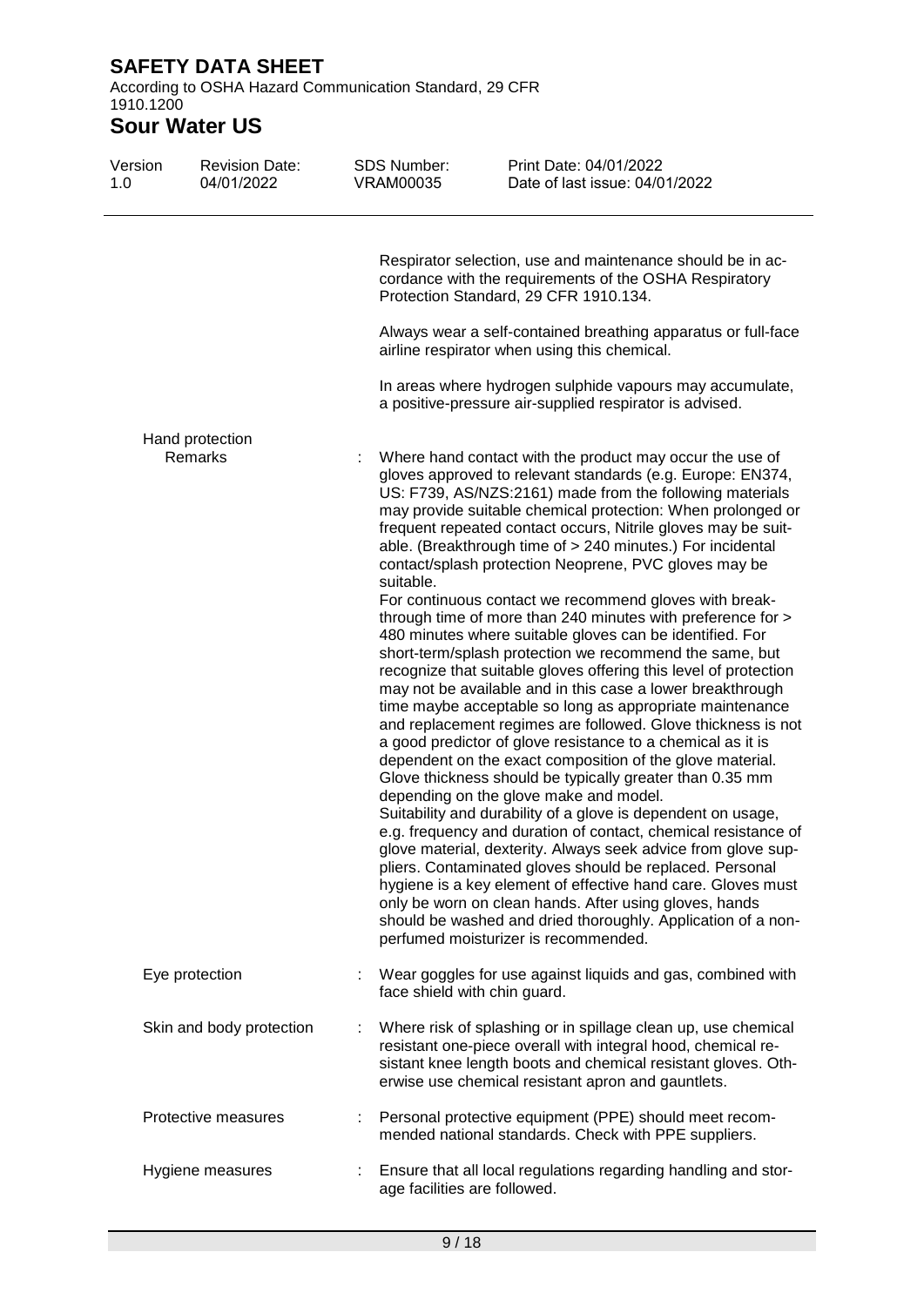Respirator selection, use and maintenance should be in accordance with the requirements of the OSHA Respiratory Protection Standard, 29 CFR 1910.134.

Always wear a self-contained breathing apparatus or full-face airline respirator when using this chemical.

In areas where hydrogen sulphide vapours may accumulate, a positive-pressure air-supplied respirator is advised.

Hand protection

| | | |
|---|---|---|
| Remarks | : | Where hand contact with the product may occur the use of gloves approved to relevant standards (e.g. Europe: EN374, US: F739, AS/NZS:2161) made from the following materials may provide suitable chemical protection: When prolonged or frequent repeated contact occurs, Nitrile gloves may be suitable. (Breakthrough time of > 240 minutes.) For incidental contact/splash protection Neoprene, PVC gloves may be suitable. For continuous contact we recommend gloves with breakthrough time of more than 240 minutes with preference for > 480 minutes where suitable gloves can be identified. For short-term/splash protection we recommend the same, but recognize that suitable gloves offering this level of protection may not be available and in this case a lower breakthrough time maybe acceptable so long as appropriate maintenance and replacement regimes are followed. Glove thickness is not a good predictor of glove resistance to a chemical as it is dependent on the exact composition of the glove material. Glove thickness should be typically greater than 0.35 mm depending on the glove make and model. Suitability and durability of a glove is dependent on usage, e.g. frequency and duration of contact, chemical resistance of glove material, dexterity. Always seek advice from glove suppliers. Contaminated gloves should be replaced. Personal hygiene is a key element of effective hand care. Gloves must only be worn on clean hands. After using gloves, hands should be washed and dried thoroughly. Application of a non-perfumed moisturizer is recommended. |
| Eye protection | : | Wear goggles for use against liquids and gas, combined with face shield with chin guard. |
| Skin and body protection | : | Where risk of splashing or in spillage clean up, use chemical resistant one-piece overall with integral hood, chemical resistant knee length boots and chemical resistant gloves. Otherwise use chemical resistant apron and gauntlets. |
| Protective measures | : | Personal protective equipment (PPE) should meet recommended national standards. Check with PPE suppliers. |
| Hygiene measures | : | Ensure that all local regulations regarding handling and storage facilities are followed. |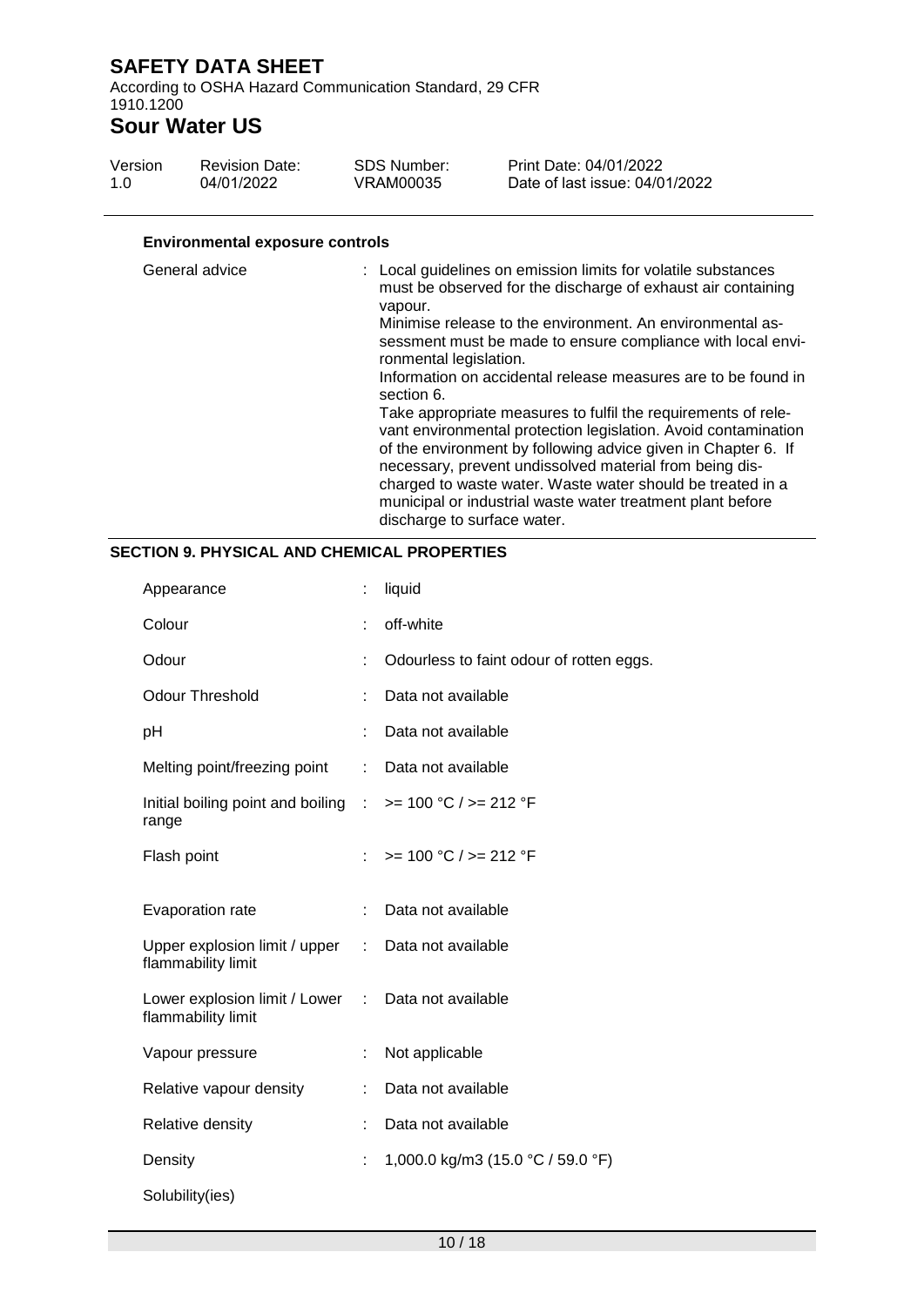#### Environmental exposure controls

| | |
|---|---|
| General advice | : Local guidelines on emission limits for volatile substances must be observed for the discharge of exhaust air containing vapour.<br>Minimise release to the environment. An environmental assessment must be made to ensure compliance with local environmental legislation.<br>Information on accidental release measures are to be found in section 6.<br>Take appropriate measures to fulfil the requirements of relevant environmental protection legislation. Avoid contamination of the environment by following advice given in Chapter 6. If necessary, prevent undissolved material from being discharged to waste water. Waste water should be treated in a municipal or industrial waste water treatment plant before discharge to surface water. |

## SECTION 9. PHYSICAL AND CHEMICAL PROPERTIES

| | |
|---|---|
| Appearance | : liquid |
| Colour | : off-white |
| Odour | : Odourless to faint odour of rotten eggs. |
| Odour Threshold | : Data not available |
| pH | : Data not available |
| Melting point/freezing point | : Data not available |
| Initial boiling point and boiling range | : >= 100 °C / >= 212 °F |
| Flash point | : >= 100 °C / >= 212 °F |
| Evaporation rate | : Data not available |
| Upper explosion limit / upper flammability limit | : Data not available |
| Lower explosion limit / Lower flammability limit | : Data not available |
| Vapour pressure | : Not applicable |
| Relative vapour density | : Data not available |
| Relative density | : Data not available |
| Density | : 1,000.0 kg/m3 (15.0 °C / 59.0 °F) |

Solubility(ies)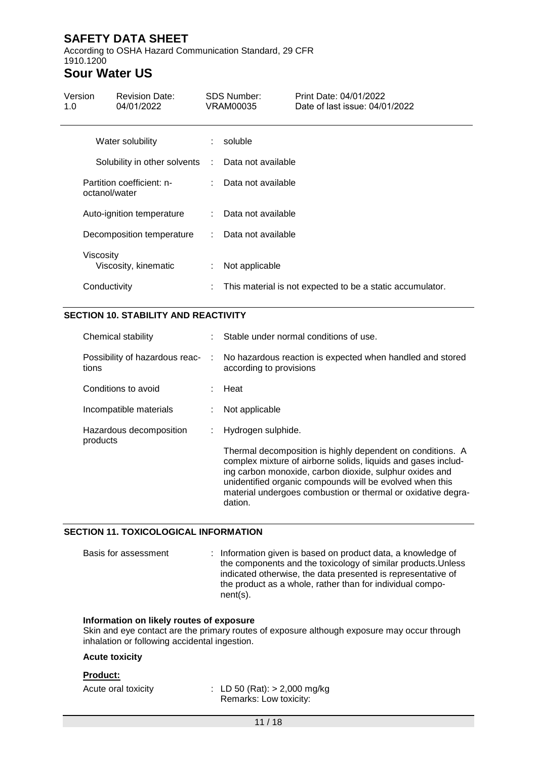| | | |
|---|---|---|
| Water solubility | : | soluble |
| Solubility in other solvents | : | Data not available |
| Partition coefficient: n-octanol/water | : | Data not available |
| Auto-ignition temperature | : | Data not available |
| Decomposition temperature | : | Data not available |
| Viscosity<br>Viscosity, kinematic | : | Not applicable |
| Conductivity | : | This material is not expected to be a static accumulator. |

## SECTION 10. STABILITY AND REACTIVITY

| | | |
|---|---|---|
| Chemical stability | : | Stable under normal conditions of use. |
| Possibility of hazardous reactions | : | No hazardous reaction is expected when handled and stored according to provisions |
| Conditions to avoid | : | Heat |
| Incompatible materials | : | Not applicable |
| Hazardous decomposition products | : | Hydrogen sulphide.<br><br>Thermal decomposition is highly dependent on conditions. A complex mixture of airborne solids, liquids and gases including carbon monoxide, carbon dioxide, sulphur oxides and unidentified organic compounds will be evolved when this material undergoes combustion or thermal or oxidative degradation. |

## SECTION 11. TOXICOLOGICAL INFORMATION

| | | |
|---|---|---|
| Basis for assessment | : | Information given is based on product data, a knowledge of the components and the toxicology of similar products.Unless indicated otherwise, the data presented is representative of the product as a whole, rather than for individual component(s). |

**Information on likely routes of exposure**

Skin and eye contact are the primary routes of exposure although exposure may occur through inhalation or following accidental ingestion.

**Acute toxicity**

**Product:**

| | | |
|---|---|---|
| Acute oral toxicity | : | LD 50 (Rat): > 2,000 mg/kg<br>Remarks: Low toxicity: |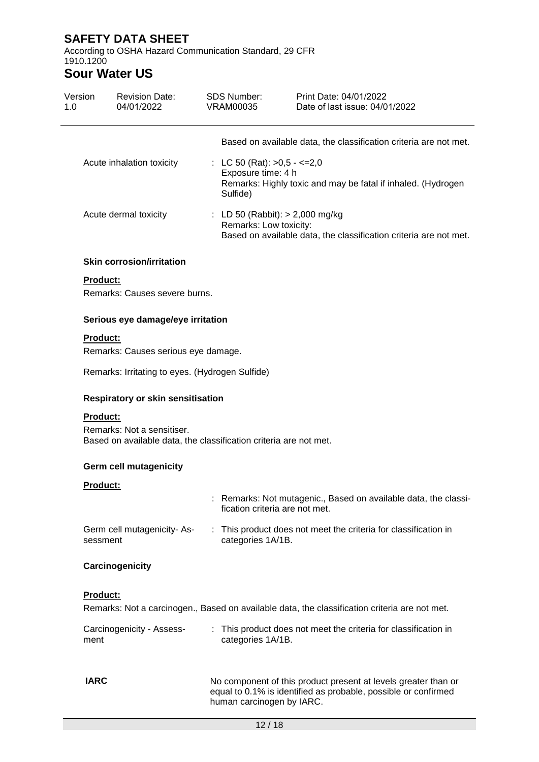Based on available data, the classification criteria are not met.

| | |
|---|---|
| Acute inhalation toxicity | : LC 50 (Rat): >0,5 - <=2,0<br>Exposure time: 4 h<br>Remarks: Highly toxic and may be fatal if inhaled. (Hydrogen Sulfide) |
| Acute dermal toxicity | : LD 50 (Rabbit): > 2,000 mg/kg<br>Remarks: Low toxicity:<br>Based on available data, the classification criteria are not met. |

**Skin corrosion/irritation**

**Product:**

Remarks: Causes severe burns.

**Serious eye damage/eye irritation**

**Product:**

Remarks: Causes serious eye damage.

Remarks: Irritating to eyes. (Hydrogen Sulfide)

**Respiratory or skin sensitisation**

**Product:**

Remarks: Not a sensitiser.
Based on available data, the classification criteria are not met.

**Germ cell mutagenicity**

**Product:**

| | |
|---|---|
| | : Remarks: Not mutagenic., Based on available data, the classification criteria are not met. |
| Germ cell mutagenicity- Assessment | : This product does not meet the criteria for classification in categories 1A/1B. |

**Carcinogenicity**

**Product:**

Remarks: Not a carcinogen., Based on available data, the classification criteria are not met.

| | |
|---|---|
| Carcinogenicity - Assessment | : This product does not meet the criteria for classification in categories 1A/1B. |

| | |
|---|---|
| **IARC** | No component of this product present at levels greater than or equal to 0.1% is identified as probable, possible or confirmed human carcinogen by IARC. |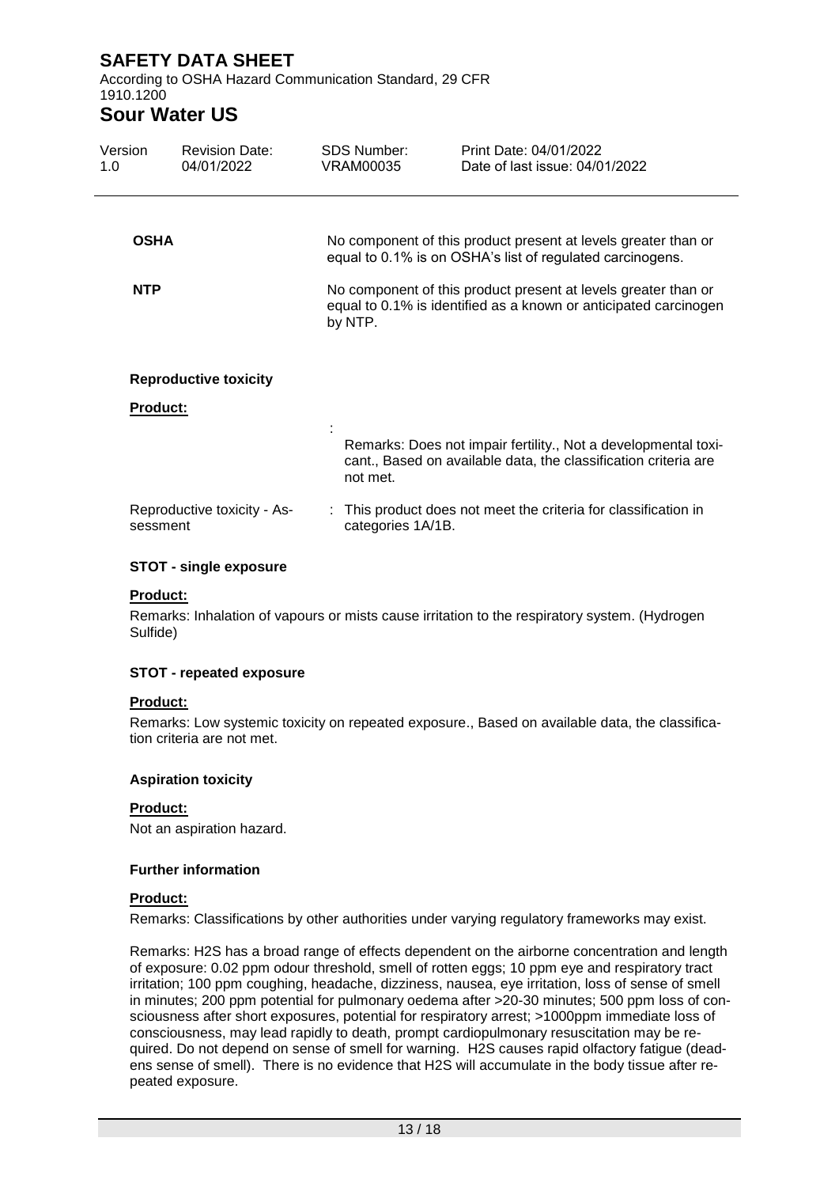**OSHA** : No component of this product present at levels greater than or equal to 0.1% is on OSHA's list of regulated carcinogens.

**NTP** : No component of this product present at levels greater than or equal to 0.1% is identified as a known or anticipated carcinogen by NTP.

#### Reproductive toxicity

**Product:**

: Remarks: Does not impair fertility., Not a developmental toxicant., Based on available data, the classification criteria are not met.

Reproductive toxicity - Assessment : This product does not meet the criteria for classification in categories 1A/1B.

#### STOT - single exposure

**Product:**

Remarks: Inhalation of vapours or mists cause irritation to the respiratory system. (Hydrogen Sulfide)

#### STOT - repeated exposure

**Product:**

Remarks: Low systemic toxicity on repeated exposure., Based on available data, the classification criteria are not met.

#### Aspiration toxicity

**Product:**

Not an aspiration hazard.

#### Further information

**Product:**

Remarks: Classifications by other authorities under varying regulatory frameworks may exist.

Remarks: H2S has a broad range of effects dependent on the airborne concentration and length of exposure: 0.02 ppm odour threshold, smell of rotten eggs; 10 ppm eye and respiratory tract irritation; 100 ppm coughing, headache, dizziness, nausea, eye irritation, loss of sense of smell in minutes; 200 ppm potential for pulmonary oedema after >20-30 minutes; 500 ppm loss of consciousness after short exposures, potential for respiratory arrest; >1000ppm immediate loss of consciousness, may lead rapidly to death, prompt cardiopulmonary resuscitation may be required. Do not depend on sense of smell for warning. H2S causes rapid olfactory fatigue (deadens sense of smell). There is no evidence that H2S will accumulate in the body tissue after repeated exposure.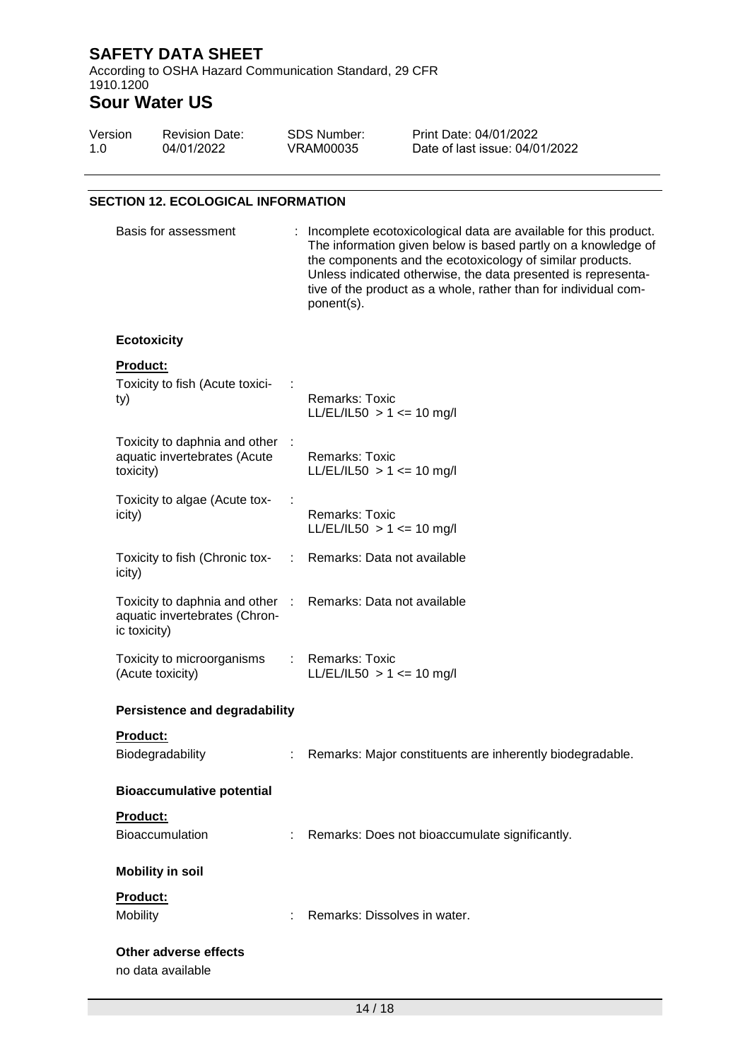## SECTION 12. ECOLOGICAL INFORMATION

Basis for assessment : Incomplete ecotoxicological data are available for this product. The information given below is based partly on a knowledge of the components and the ecotoxicology of similar products. Unless indicated otherwise, the data presented is representative of the product as a whole, rather than for individual component(s).

### Ecotoxicity

**Product:**

| | | |
|---|---|---|
| Toxicity to fish (Acute toxicity) | : | Remarks: Toxic<br>LL/EL/IL50 > 1 <= 10 mg/l |
| Toxicity to daphnia and other aquatic invertebrates (Acute toxicity) | : | Remarks: Toxic<br>LL/EL/IL50 > 1 <= 10 mg/l |
| Toxicity to algae (Acute toxicity) | : | Remarks: Toxic<br>LL/EL/IL50 > 1 <= 10 mg/l |
| Toxicity to fish (Chronic toxicity) | : | Remarks: Data not available |
| Toxicity to daphnia and other aquatic invertebrates (Chronic toxicity) | : | Remarks: Data not available |
| Toxicity to microorganisms (Acute toxicity) | : | Remarks: Toxic<br>LL/EL/IL50 > 1 <= 10 mg/l |

### Persistence and degradability

**Product:**

Biodegradability : Remarks: Major constituents are inherently biodegradable.

### Bioaccumulative potential

**Product:**

Bioaccumulation : Remarks: Does not bioaccumulate significantly.

### Mobility in soil

**Product:**

Mobility : Remarks: Dissolves in water.

### Other adverse effects

no data available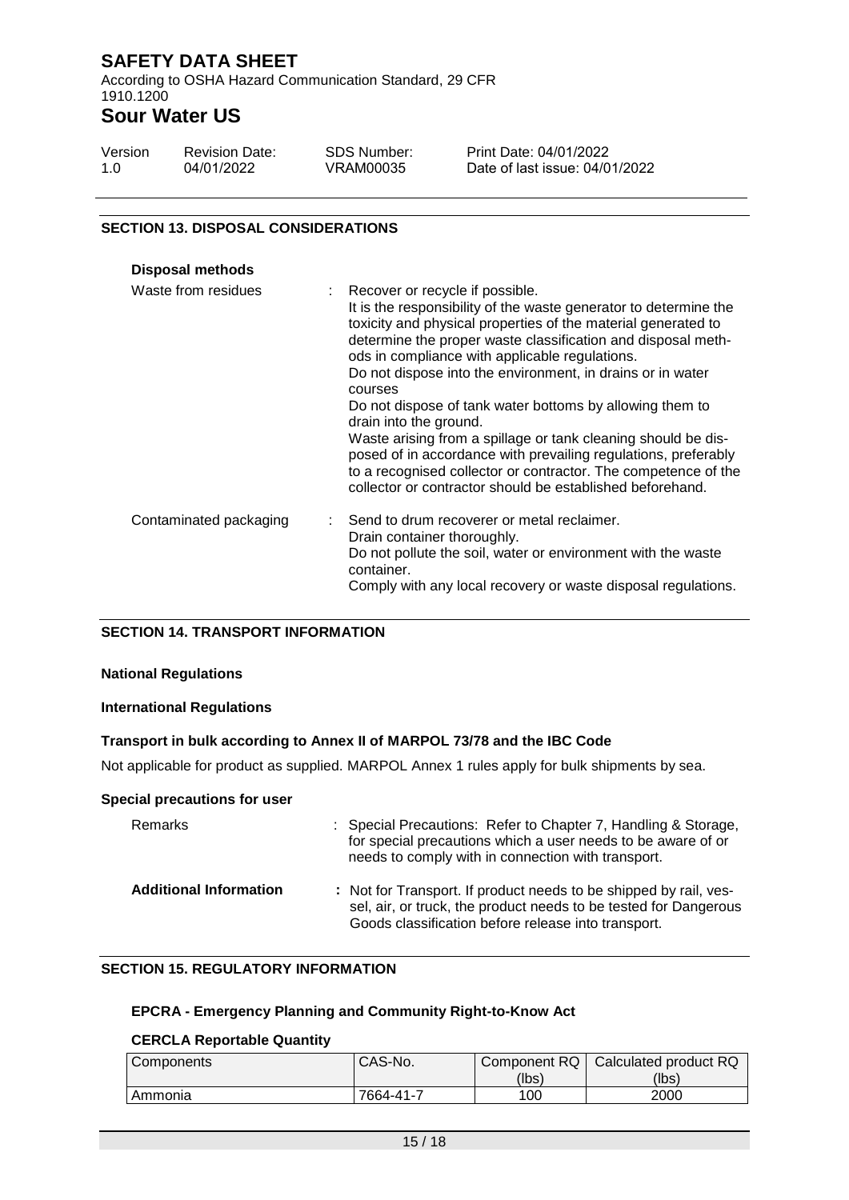## SECTION 13. DISPOSAL CONSIDERATIONS

**Disposal methods**

Waste from residues : Recover or recycle if possible.
It is the responsibility of the waste generator to determine the toxicity and physical properties of the material generated to determine the proper waste classification and disposal methods in compliance with applicable regulations.
Do not dispose into the environment, in drains or in water courses
Do not dispose of tank water bottoms by allowing them to drain into the ground.
Waste arising from a spillage or tank cleaning should be disposed of in accordance with prevailing regulations, preferably to a recognised collector or contractor. The competence of the collector or contractor should be established beforehand.

Contaminated packaging : Send to drum recoverer or metal reclaimer.
Drain container thoroughly.
Do not pollute the soil, water or environment with the waste container.
Comply with any local recovery or waste disposal regulations.

## SECTION 14. TRANSPORT INFORMATION

**National Regulations**

**International Regulations**

**Transport in bulk according to Annex II of MARPOL 73/78 and the IBC Code**

Not applicable for product as supplied. MARPOL Annex 1 rules apply for bulk shipments by sea.

**Special precautions for user**

Remarks : Special Precautions: Refer to Chapter 7, Handling & Storage, for special precautions which a user needs to be aware of or needs to comply with in connection with transport.

**Additional Information** : Not for Transport. If product needs to be shipped by rail, vessel, air, or truck, the product needs to be tested for Dangerous Goods classification before release into transport.

## SECTION 15. REGULATORY INFORMATION

### EPCRA - Emergency Planning and Community Right-to-Know Act

**CERCLA Reportable Quantity**

| Components | CAS-No. | Component RQ (lbs) | Calculated product RQ (lbs) |
|---|---|---|---|
| Ammonia | 7664-41-7 | 100 | 2000 |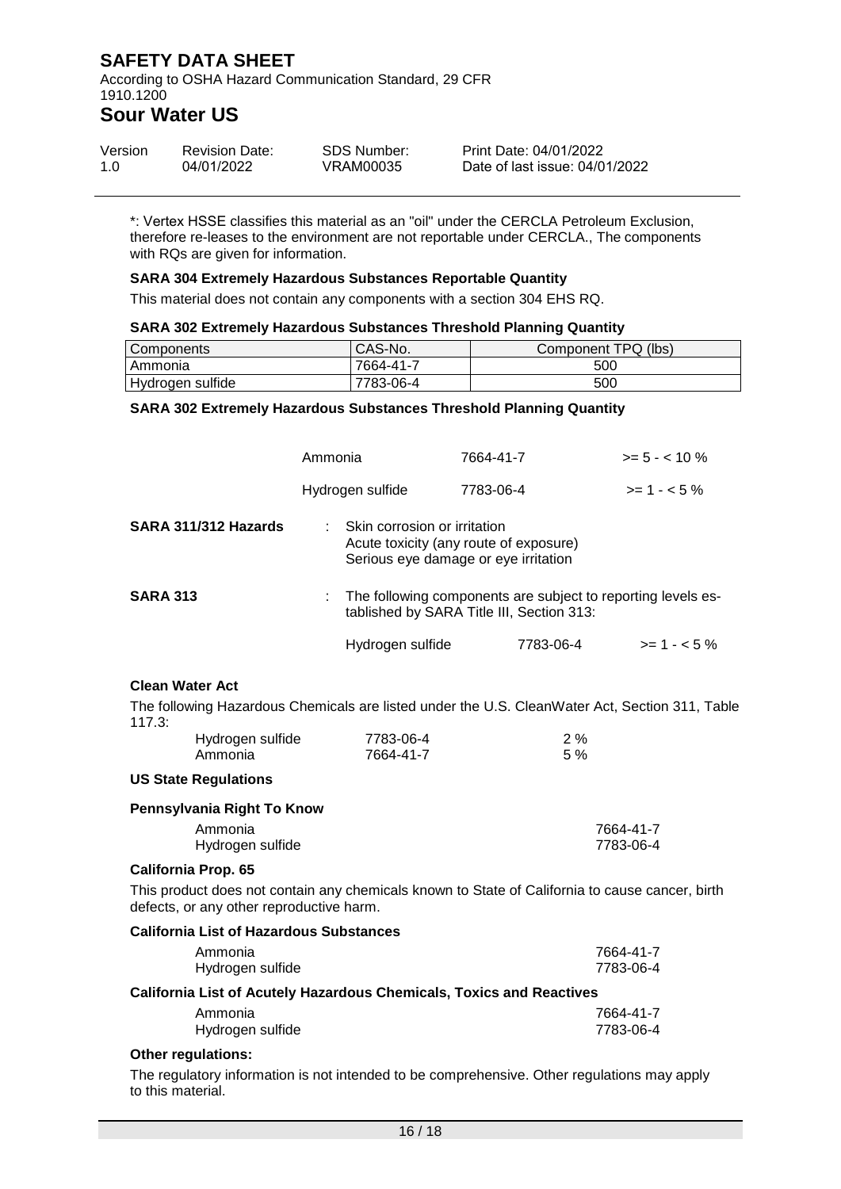*: Vertex HSSE classifies this material as an "oil" under the CERCLA Petroleum Exclusion, therefore re-leases to the environment are not reportable under CERCLA., The components with RQs are given for information.

**SARA 304 Extremely Hazardous Substances Reportable Quantity**

This material does not contain any components with a section 304 EHS RQ.

**SARA 302 Extremely Hazardous Substances Threshold Planning Quantity**

| Components | CAS-No. | Component TPQ (lbs) |
| --- | --- | --- |
| Ammonia | 7664-41-7 | 500 |
| Hydrogen sulfide | 7783-06-4 | 500 |

**SARA 302 Extremely Hazardous Substances Threshold Planning Quantity**

| | | |
| --- | --- | --- |
| Ammonia | 7664-41-7 | >= 5 - < 10 % |
| Hydrogen sulfide | 7783-06-4 | >= 1 - < 5 % |

**SARA 311/312 Hazards** : Skin corrosion or irritation
Acute toxicity (any route of exposure)
Serious eye damage or eye irritation

**SARA 313** : The following components are subject to reporting levels established by SARA Title III, Section 313:

| | | |
| --- | --- | --- |
| Hydrogen sulfide | 7783-06-4 | >= 1 - < 5 % |

**Clean Water Act**

The following Hazardous Chemicals are listed under the U.S. CleanWater Act, Section 311, Table 117.3:

| | | |
| --- | --- | --- |
| Hydrogen sulfide | 7783-06-4 | 2 % |
| Ammonia | 7664-41-7 | 5 % |

**US State Regulations**

**Pennsylvania Right To Know**

| | |
| --- | --- |
| Ammonia | 7664-41-7 |
| Hydrogen sulfide | 7783-06-4 |

**California Prop. 65**

This product does not contain any chemicals known to State of California to cause cancer, birth defects, or any other reproductive harm.

**California List of Hazardous Substances**

| | |
| --- | --- |
| Ammonia | 7664-41-7 |
| Hydrogen sulfide | 7783-06-4 |

**California List of Acutely Hazardous Chemicals, Toxics and Reactives**

| | |
| --- | --- |
| Ammonia | 7664-41-7 |
| Hydrogen sulfide | 7783-06-4 |

**Other regulations:**

The regulatory information is not intended to be comprehensive. Other regulations may apply to this material.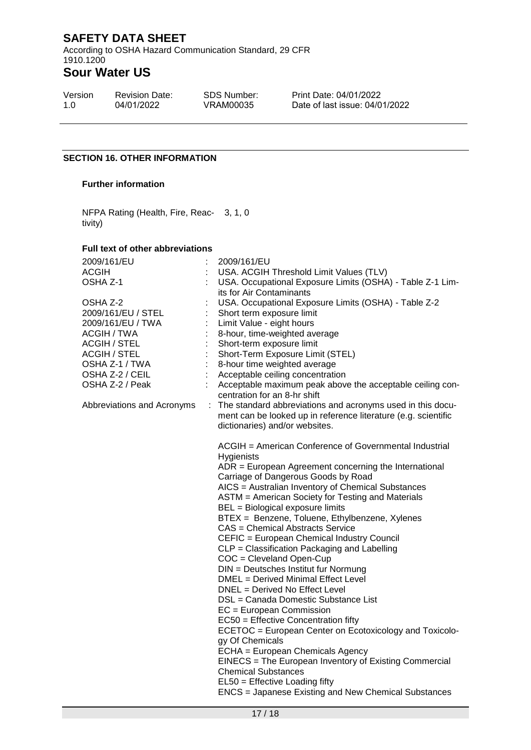## SECTION 16. OTHER INFORMATION

### Further information

NFPA Rating (Health, Fire, Reactivity) 3, 1, 0

### Full text of other abbreviations

| | | |
|---|---|---|
| 2009/161/EU | : | 2009/161/EU |
| ACGIH | : | USA. ACGIH Threshold Limit Values (TLV) |
| OSHA Z-1 | : | USA. Occupational Exposure Limits (OSHA) - Table Z-1 Limits for Air Contaminants |
| OSHA Z-2 | : | USA. Occupational Exposure Limits (OSHA) - Table Z-2 |
| 2009/161/EU / STEL | : | Short term exposure limit |
| 2009/161/EU / TWA | : | Limit Value - eight hours |
| ACGIH / TWA | : | 8-hour, time-weighted average |
| ACGIH / STEL | : | Short-term exposure limit |
| ACGIH / STEL | : | Short-Term Exposure Limit (STEL) |
| OSHA Z-1 / TWA | : | 8-hour time weighted average |
| OSHA Z-2 / CEIL | : | Acceptable ceiling concentration |
| OSHA Z-2 / Peak | : | Acceptable maximum peak above the acceptable ceiling concentration for an 8-hr shift |
| Abbreviations and Acronyms | : | The standard abbreviations and acronyms used in this document can be looked up in reference literature (e.g. scientific dictionaries) and/or websites. |

ACGIH = American Conference of Governmental Industrial Hygienists
ADR = European Agreement concerning the International Carriage of Dangerous Goods by Road
AICS = Australian Inventory of Chemical Substances
ASTM = American Society for Testing and Materials
BEL = Biological exposure limits
BTEX = Benzene, Toluene, Ethylbenzene, Xylenes
CAS = Chemical Abstracts Service
CEFIC = European Chemical Industry Council
CLP = Classification Packaging and Labelling
COC = Cleveland Open-Cup
DIN = Deutsches Institut fur Normung
DMEL = Derived Minimal Effect Level
DNEL = Derived No Effect Level
DSL = Canada Domestic Substance List
EC = European Commission
EC50 = Effective Concentration fifty
ECETOC = European Center on Ecotoxicology and Toxicology Of Chemicals
ECHA = European Chemicals Agency
EINECS = The European Inventory of Existing Commercial Chemical Substances
EL50 = Effective Loading fifty
ENCS = Japanese Existing and New Chemical Substances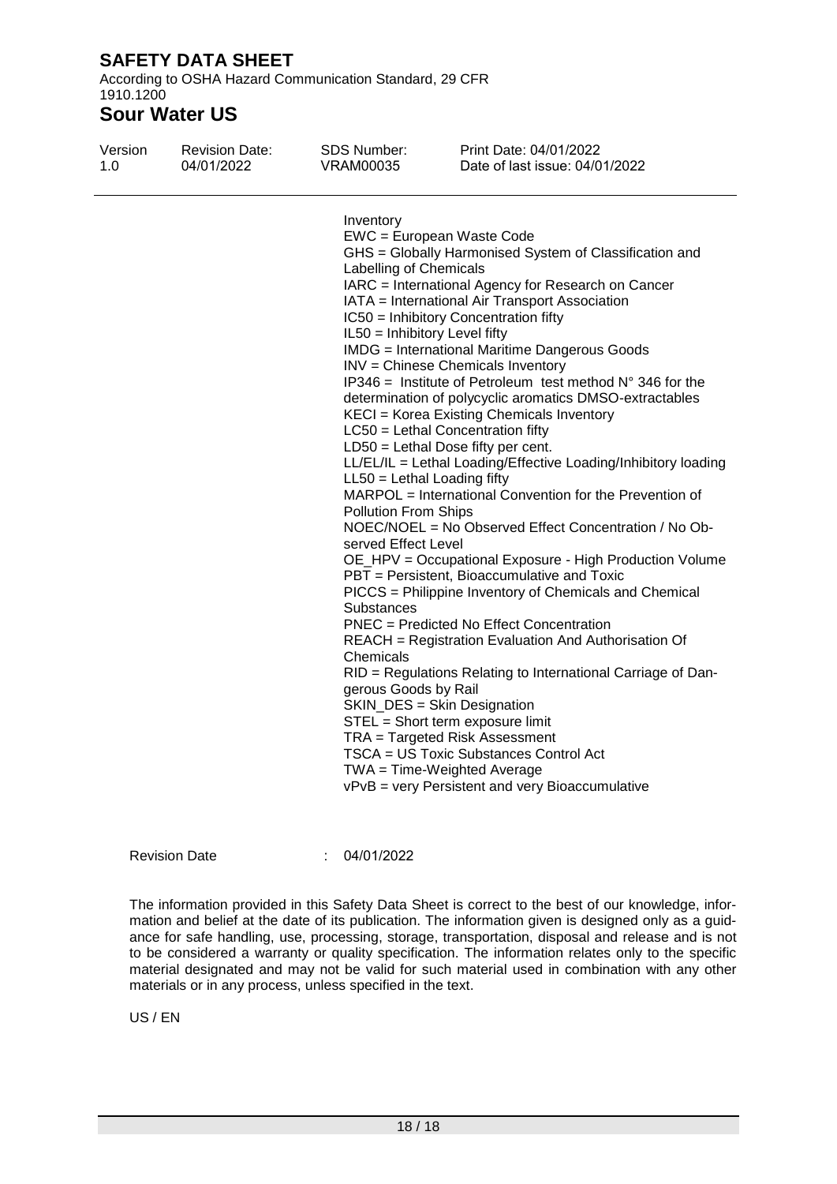Inventory
EWC = European Waste Code
GHS = Globally Harmonised System of Classification and Labelling of Chemicals
IARC = International Agency for Research on Cancer
IATA = International Air Transport Association
IC50 = Inhibitory Concentration fifty
IL50 = Inhibitory Level fifty
IMDG = International Maritime Dangerous Goods
INV = Chinese Chemicals Inventory
IP346 = Institute of Petroleum test method N° 346 for the determination of polycyclic aromatics DMSO-extractables
KECI = Korea Existing Chemicals Inventory
LC50 = Lethal Concentration fifty
LD50 = Lethal Dose fifty per cent.
LL/EL/IL = Lethal Loading/Effective Loading/Inhibitory loading
LL50 = Lethal Loading fifty
MARPOL = International Convention for the Prevention of Pollution From Ships
NOEC/NOEL = No Observed Effect Concentration / No Observed Effect Level
OE_HPV = Occupational Exposure - High Production Volume
PBT = Persistent, Bioaccumulative and Toxic
PICCS = Philippine Inventory of Chemicals and Chemical Substances
PNEC = Predicted No Effect Concentration
REACH = Registration Evaluation And Authorisation Of Chemicals
RID = Regulations Relating to International Carriage of Dangerous Goods by Rail
SKIN_DES = Skin Designation
STEL = Short term exposure limit
TRA = Targeted Risk Assessment
TSCA = US Toxic Substances Control Act
TWA = Time-Weighted Average
vPvB = very Persistent and very Bioaccumulative

Revision Date : 04/01/2022

The information provided in this Safety Data Sheet is correct to the best of our knowledge, information and belief at the date of its publication. The information given is designed only as a guidance for safe handling, use, processing, storage, transportation, disposal and release and is not to be considered a warranty or quality specification. The information relates only to the specific material designated and may not be valid for such material used in combination with any other materials or in any process, unless specified in the text.

US / EN